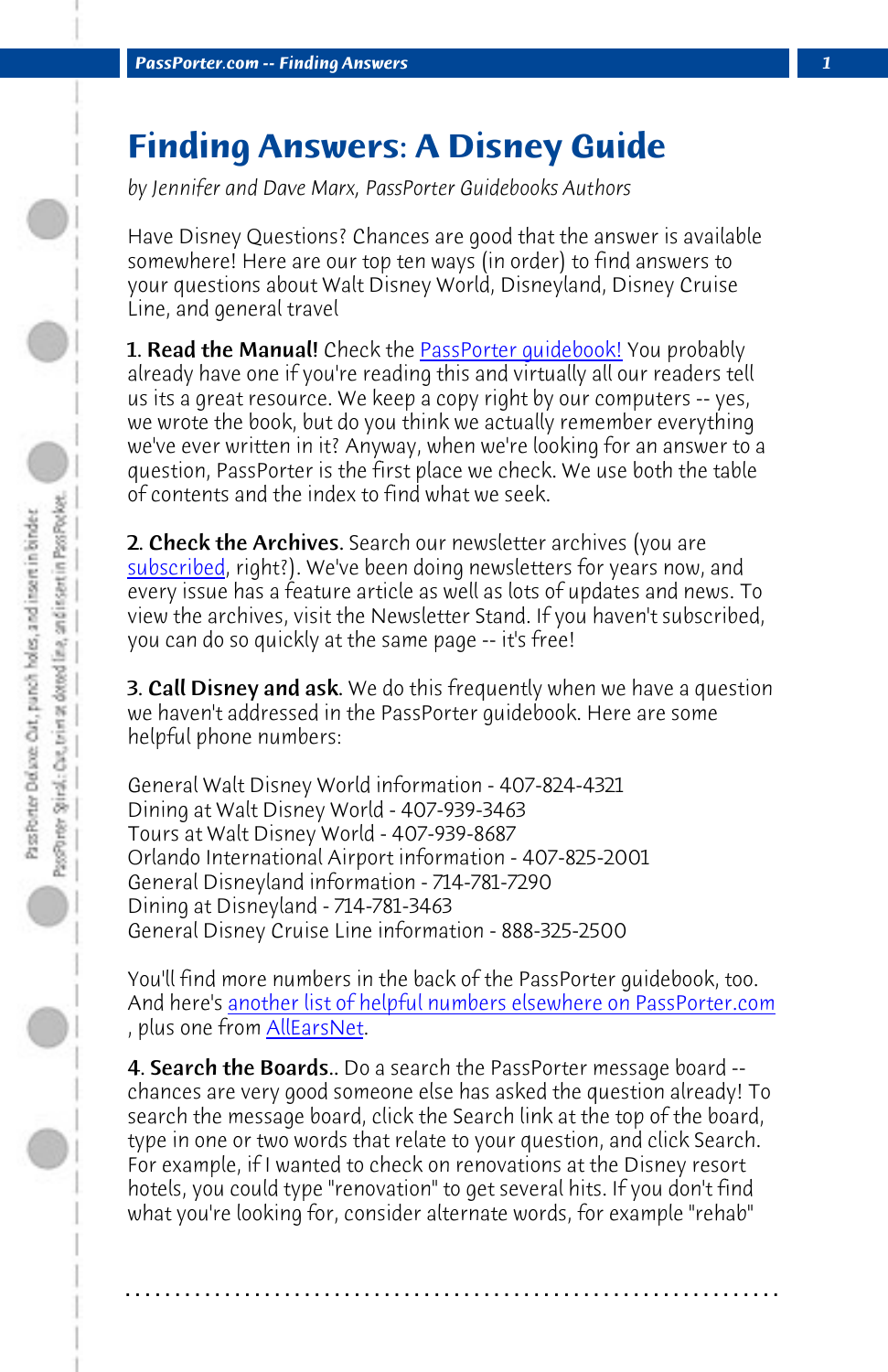# Finding Answers: A Disney Guide

*by Jennifer and Dave Marx, PassPorter Guidebooks Authors*

Have Disney Questions? Chances are good that the answer is available somewhere! Here are our top ten ways (in order) to find answers to your questions about Walt Disney World, Disneyland, Disney Cruise Line, and general travel

**1. Read the Manual!** Check the PassPorter guidebook! You probably already have one if you're reading this and virtually all our readers tell us its a great resource. We keep a copy right by our computers -- yes, we wrote the book, but do you think we actually remember everything we've ever written in it? Anyway, when we're looking for an answer to a question, PassPorter is the first place we check. We use both the table of contents and the index to find what we seek.

**2. Check the Archives**. Search our newsletter archives (you are subscribed, right?). We've been doing newsletters for years now, and every issue has a feature article as well as lots of updates and news. To view the archives, visit the Newsletter Stand. If you haven't subscribed, you can do so quickly at the same page -- it's free!

**3. Call Disney and ask**. We do this frequently when we have a question we haven't addressed in the PassPorter guidebook. Here are some helpful phone numbers:

General Walt Disney World information - 407-824-4321
Dining at Walt Disney World - 407-939-3463
Tours at Walt Disney World - 407-939-8687
Orlando International Airport information - 407-825-2001
General Disneyland information - 714-781-7290
Dining at Disneyland - 714-781-3463
General Disney Cruise Line information - 888-325-2500

You'll find more numbers in the back of the PassPorter guidebook, too. And here's another list of helpful numbers elsewhere on PassPorter.com , plus one from AllEarsNet.

**4. Search the Boards**.. Do a search the PassPorter message board -- chances are very good someone else has asked the question already! To search the message board, click the Search link at the top of the board, type in one or two words that relate to your question, and click Search. For example, if I wanted to check on renovations at the Disney resort hotels, you could type "renovation" to get several hits. If you don't find what you're looking for, consider alternate words, for example "rehab"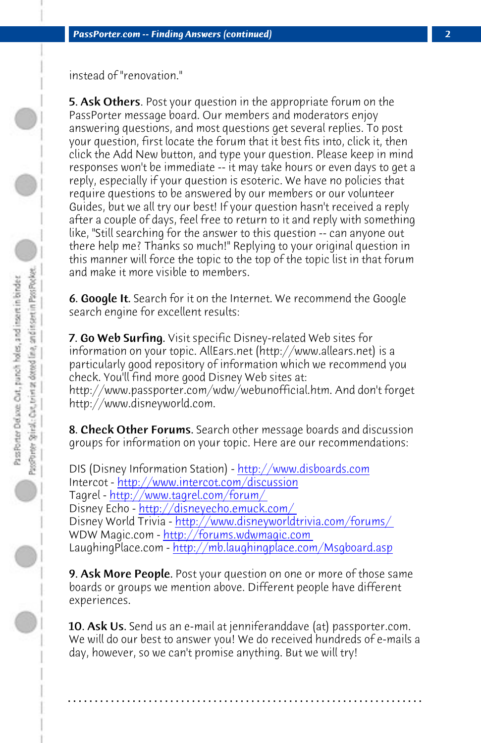instead of "renovation."

**5. Ask Others**. Post your question in the appropriate forum on the PassPorter message board. Our members and moderators enjoy answering questions, and most questions get several replies. To post your question, first locate the forum that it best fits into, click it, then click the Add New button, and type your question. Please keep in mind responses won't be immediate -- it may take hours or even days to get a reply, especially if your question is esoteric. We have no policies that require questions to be answered by our members or our volunteer Guides, but we all try our best! If your question hasn't received a reply after a couple of days, feel free to return to it and reply with something like, "Still searching for the answer to this question -- can anyone out there help me? Thanks so much!" Replying to your original question in this manner will force the topic to the top of the topic list in that forum and make it more visible to members.

**6. Google It**. Search for it on the Internet. We recommend the Google search engine for excellent results:

**7. Go Web Surfing**. Visit specific Disney-related Web sites for information on your topic. AllEars.net (http://www.allears.net) is a particularly good repository of information which we recommend you check. You'll find more good Disney Web sites at: http://www.passporter.com/wdw/webunofficial.htm. And don't forget http://www.disneyworld.com.

**8. Check Other Forums**. Search other message boards and discussion groups for information on your topic. Here are our recommendations:

DIS (Disney Information Station) - http://www.disboards.com
Intercot - http://www.intercot.com/discussion
Tagrel - http://www.tagrel.com/forum/
Disney Echo - http://disneyecho.emuck.com/
Disney World Trivia - http://www.disneyworldtrivia.com/forums/
WDW Magic.com - http://forums.wdwmagic.com
LaughingPlace.com - http://mb.laughingplace.com/Msgboard.asp

**9. Ask More People**. Post your question on one or more of those same boards or groups we mention above. Different people have different experiences.

**10. Ask Us**. Send us an e-mail at jenniferanddave (at) passporter.com. We will do our best to answer you! We do received hundreds of e-mails a day, however, so we can't promise anything. But we will try!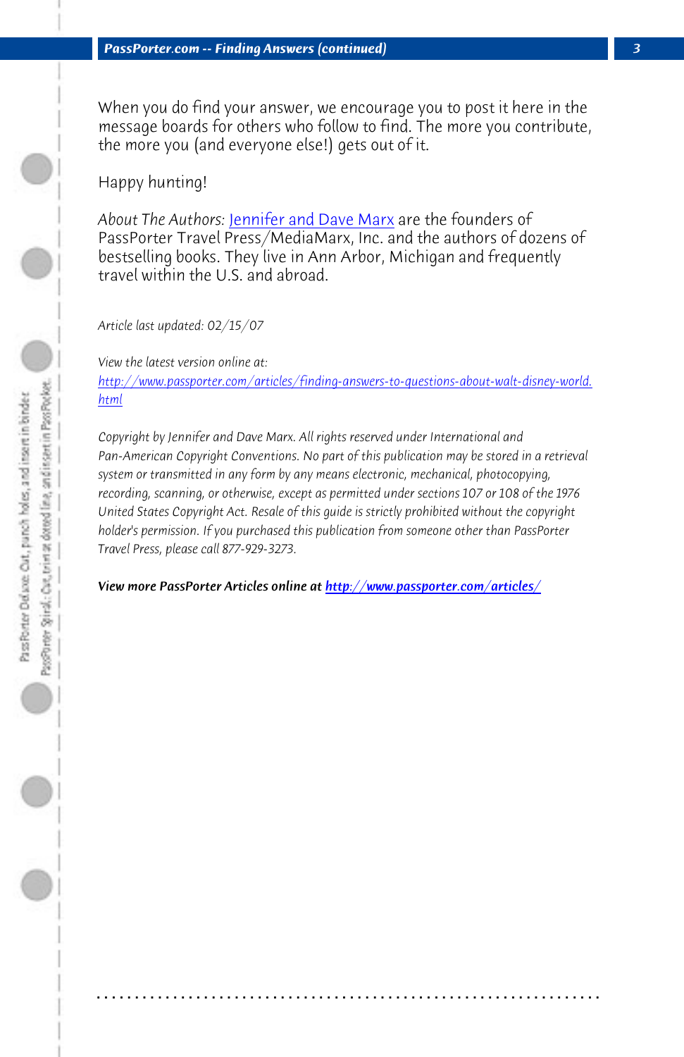When you do find your answer, we encourage you to post it here in the message boards for others who follow to find. The more you contribute, the more you (and everyone else!) gets out of it.

Happy hunting!

*About The Authors:* Jennifer and Dave Marx are the founders of PassPorter Travel Press/MediaMarx, Inc. and the authors of dozens of bestselling books. They live in Ann Arbor, Michigan and frequently travel within the U.S. and abroad.

*Article last updated: 02/15/07*

*View the latest version online at:*
*http://www.passporter.com/articles/finding-answers-to-questions-about-walt-disney-world.html*

*Copyright by Jennifer and Dave Marx. All rights reserved under International and Pan-American Copyright Conventions. No part of this publication may be stored in a retrieval system or transmitted in any form by any means electronic, mechanical, photocopying, recording, scanning, or otherwise, except as permitted under sections 107 or 108 of the 1976 United States Copyright Act. Resale of this guide is strictly prohibited without the copyright holder's permission. If you purchased this publication from someone other than PassPorter Travel Press, please call 877-929-3273.*

***View more PassPorter Articles online at http://www.passporter.com/articles/***